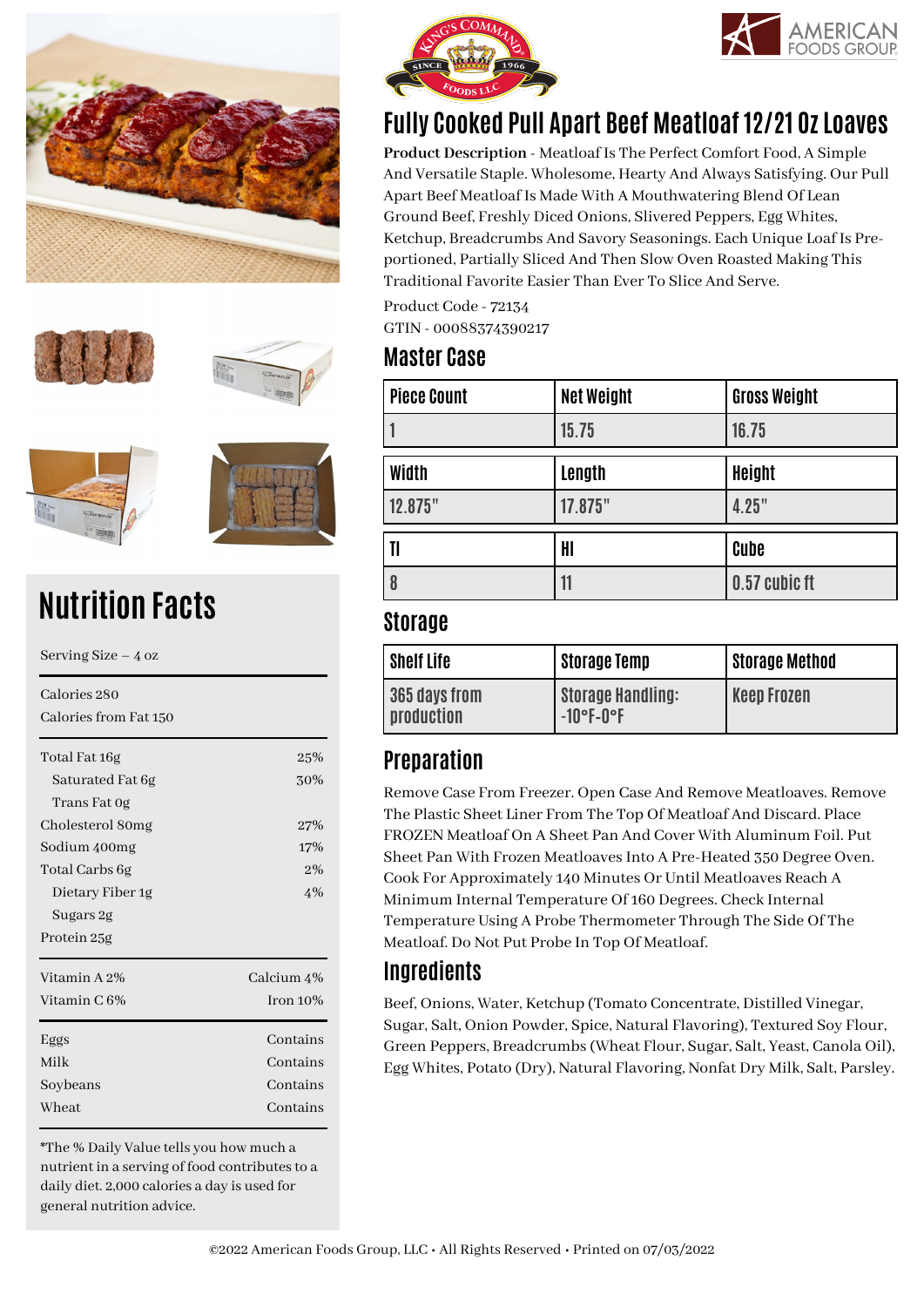# Fully Cooked Pull Apart Beef Meatloaf 12/21 Oz Loaves

**Product Description** - Meatloaf Is The Perfect Comfort Food, A Simple And Versatile Staple. Wholesome, Hearty And Always Satisfying. Our Pull Apart Beef Meatloaf Is Made With A Mouthwatering Blend Of Lean Ground Beef, Freshly Diced Onions, Slivered Peppers, Egg Whites, Ketchup, Breadcrumbs And Savory Seasonings. Each Unique Loaf Is Pre-portioned, Partially Sliced And Then Slow Oven Roasted Making This Traditional Favorite Easier Than Ever To Slice And Serve.

Product Code - 72134

GTIN - 00088374390217

## Master Case

| Piece Count | Net Weight | Gross Weight |
|---|---|---|
| 1 | 15.75 | 16.75 |

| Width | Length | Height |
|---|---|---|
| 12.875" | 17.875" | 4.25" |

| TI | HI | Cube |
|---|---|---|
| 8 | 11 | 0.57 cubic ft |

## Storage

| Shelf Life | Storage Temp | Storage Method |
|---|---|---|
| 365 days from production | Storage Handling: -10°F-0°F | Keep Frozen |

## Preparation

Remove Case From Freezer. Open Case And Remove Meatloaves. Remove The Plastic Sheet Liner From The Top Of Meatloaf And Discard. Place FROZEN Meatloaf On A Sheet Pan And Cover With Aluminum Foil. Put Sheet Pan With Frozen Meatloaves Into A Pre-Heated 350 Degree Oven. Cook For Approximately 140 Minutes Or Until Meatloaves Reach A Minimum Internal Temperature Of 160 Degrees. Check Internal Temperature Using A Probe Thermometer Through The Side Of The Meatloaf. Do Not Put Probe In Top Of Meatloaf.

## Ingredients

Beef, Onions, Water, Ketchup (Tomato Concentrate, Distilled Vinegar, Sugar, Salt, Onion Powder, Spice, Natural Flavoring), Textured Soy Flour, Green Peppers, Breadcrumbs (Wheat Flour, Sugar, Salt, Yeast, Canola Oil), Egg Whites, Potato (Dry), Natural Flavoring, Nonfat Dry Milk, Salt, Parsley.

## Nutrition Facts

Serving Size – 4 oz

Calories 280

Calories from Fat 150

| Nutrient | % Daily Value |
|---|---|
| Total Fat 16g | 25% |
| Saturated Fat 6g | 30% |
| Trans Fat 0g | |
| Cholesterol 80mg | 27% |
| Sodium 400mg | 17% |
| Total Carbs 6g | 2% |
| Dietary Fiber 1g | 4% |
| Sugars 2g | |
| Protein 25g | |

| | |
|---|---|
| Vitamin A 2% | Calcium 4% |
| Vitamin C 6% | Iron 10% |

| Allergen | |
|---|---|
| Eggs | Contains |
| Milk | Contains |
| Soybeans | Contains |
| Wheat | Contains |

*The % Daily Value tells you how much a nutrient in a serving of food contributes to a daily diet. 2,000 calories a day is used for general nutrition advice.

©2022 American Foods Group, LLC • All Rights Reserved • Printed on 07/03/2022